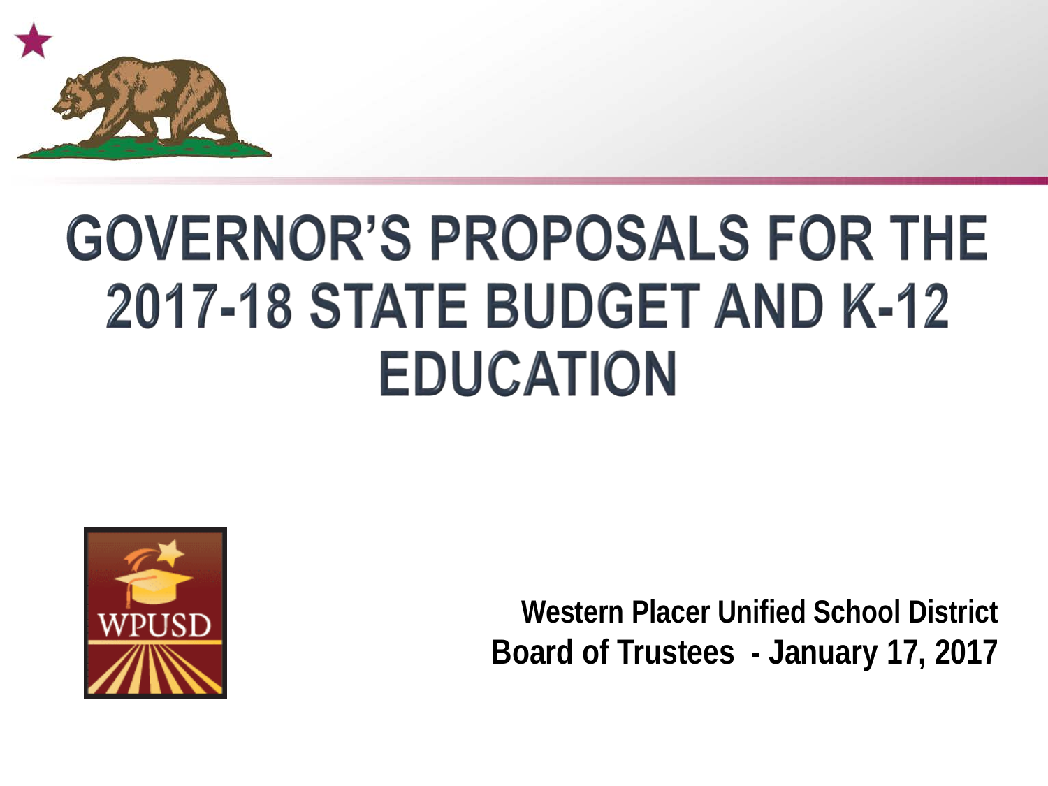# GOVERNOR'S PROPOSALS FOR THE 2017-18 STATE BUDGET AND K-12 EDUCATION

WPUSD

**Western Placer Unified School District**
**Board of Trustees - January 17, 2017**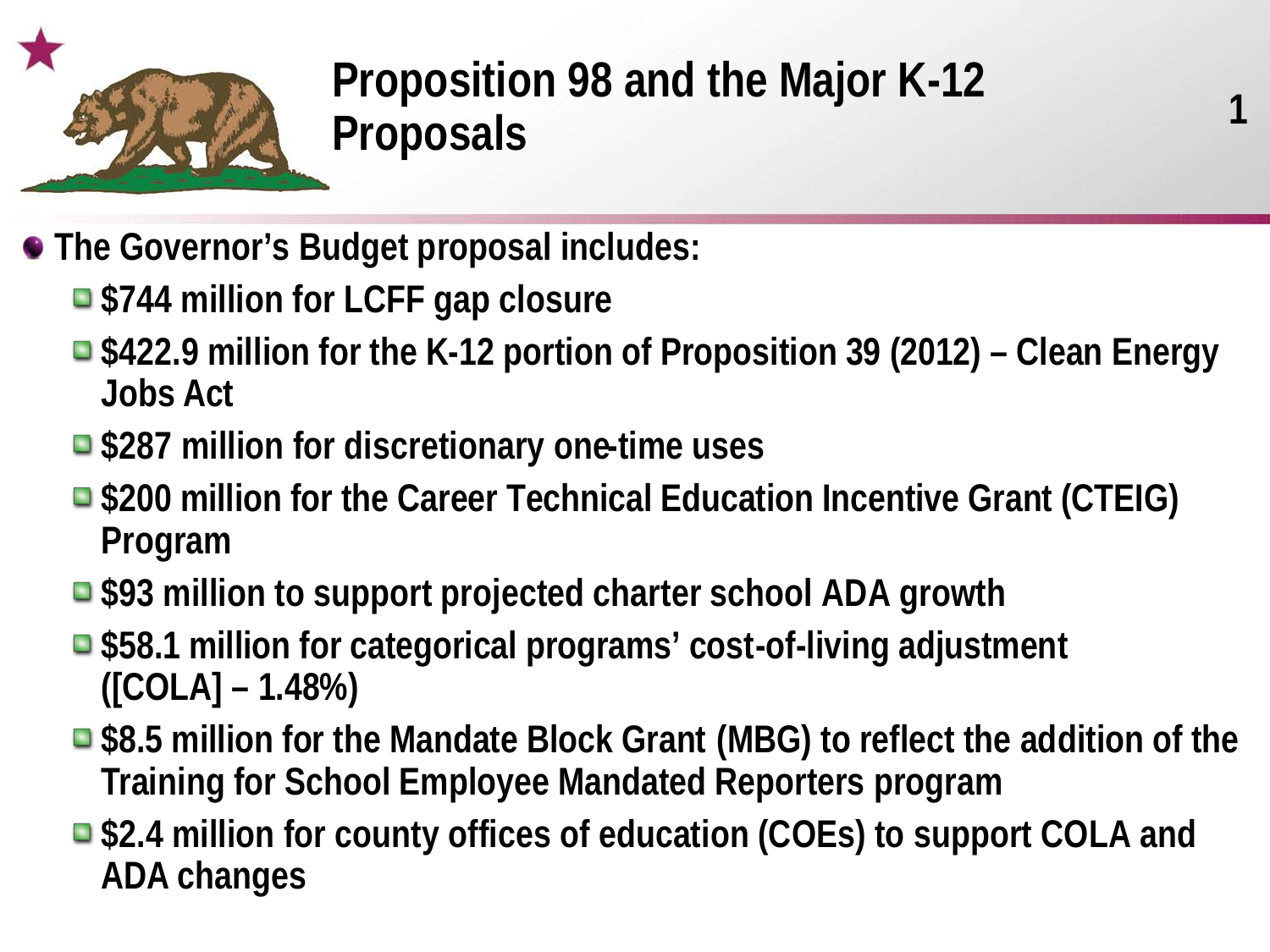# Proposition 98 and the Major K-12 Proposals

- **The Governor's Budget proposal includes:**
  - **$744 million for LCFF gap closure**
  - **$422.9 million for the K-12 portion of Proposition 39 (2012) – Clean Energy Jobs Act**
  - **$287 million for discretionary one-time uses**
  - **$200 million for the Career Technical Education Incentive Grant (CTEIG) Program**
  - **$93 million to support projected charter school ADA growth**
  - **$58.1 million for categorical programs' cost-of-living adjustment ([COLA] – 1.48%)**
  - **$8.5 million for the Mandate Block Grant (MBG) to reflect the addition of the Training for School Employee Mandated Reporters program**
  - **$2.4 million for county offices of education (COEs) to support COLA and ADA changes**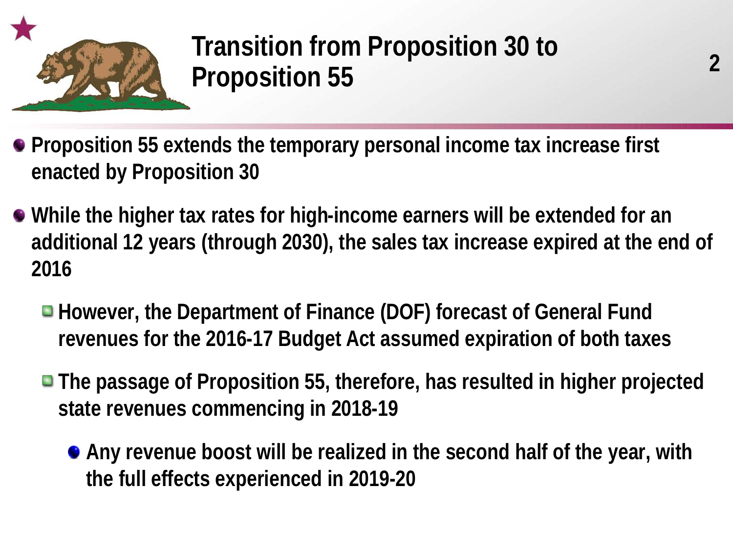# Transition from Proposition 30 to Proposition 55

- Proposition 55 extends the temporary personal income tax increase first enacted by Proposition 30
- While the higher tax rates for high-income earners will be extended for an additional 12 years (through 2030), the sales tax increase expired at the end of 2016
  - However, the Department of Finance (DOF) forecast of General Fund revenues for the 2016-17 Budget Act assumed expiration of both taxes
  - The passage of Proposition 55, therefore, has resulted in higher projected state revenues commencing in 2018-19
    - Any revenue boost will be realized in the second half of the year, with the full effects experienced in 2019-20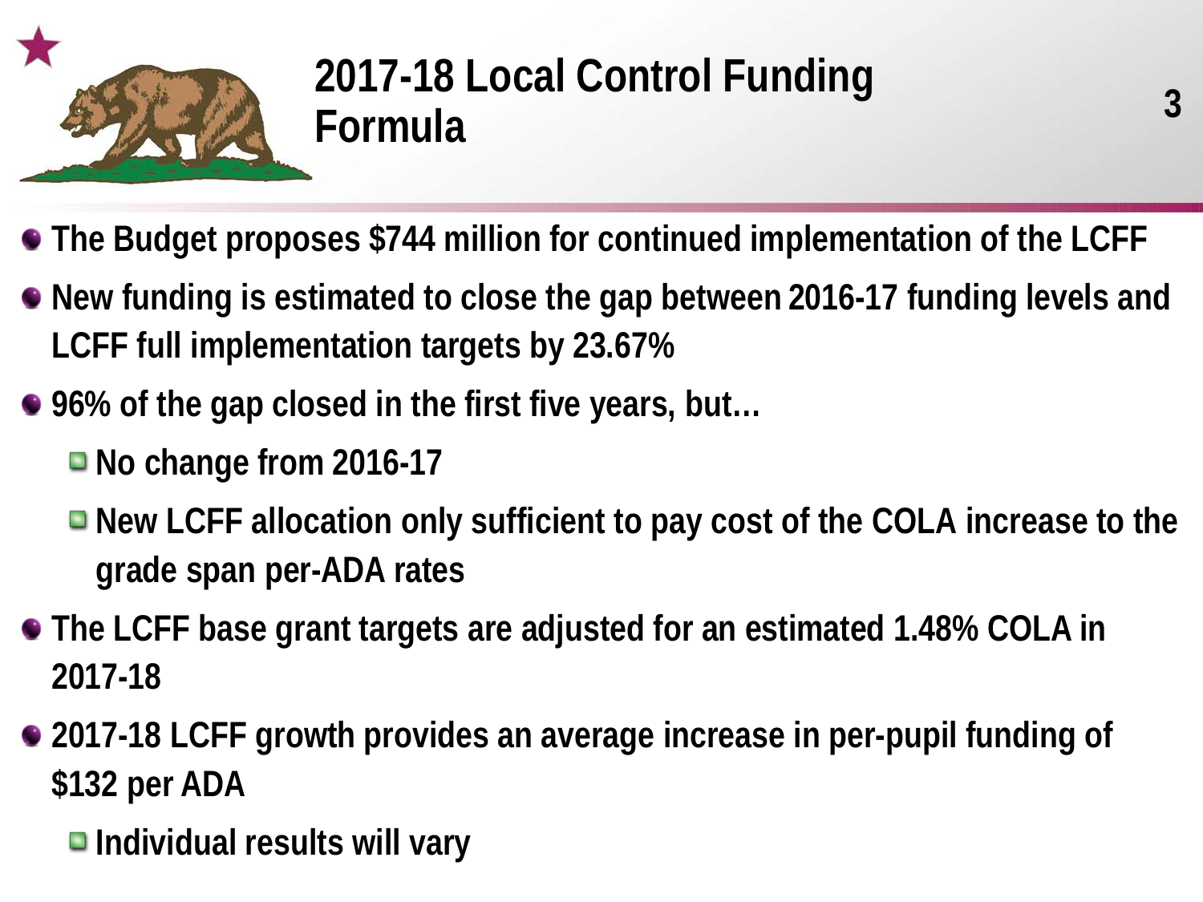# 2017-18 Local Control Funding Formula

- The Budget proposes $744 million for continued implementation of the LCFF
- New funding is estimated to close the gap between 2016-17 funding levels and LCFF full implementation targets by 23.67%
- 96% of the gap closed in the first five years, but…
  - No change from 2016-17
  - New LCFF allocation only sufficient to pay cost of the COLA increase to the grade span per-ADA rates
- The LCFF base grant targets are adjusted for an estimated 1.48% COLA in 2017-18
- 2017-18 LCFF growth provides an average increase in per-pupil funding of $132 per ADA
  - Individual results will vary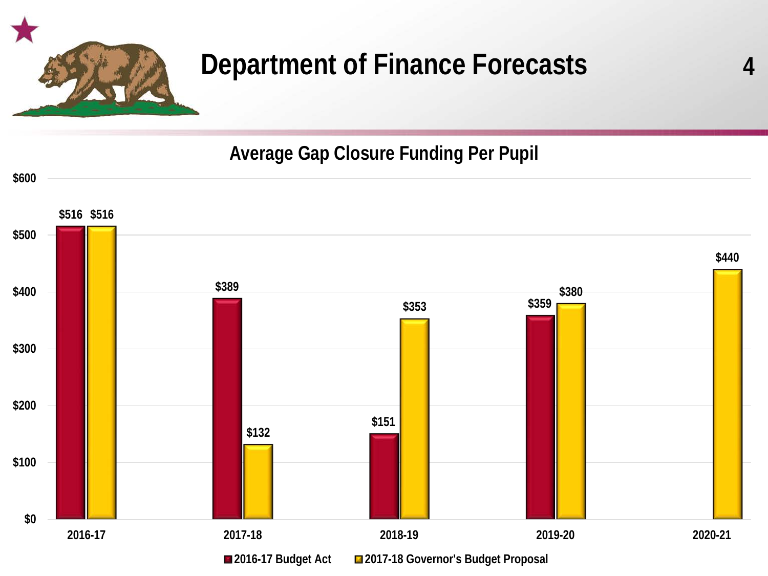# Department of Finance Forecasts

## Average Gap Closure Funding Per Pupil

| Year | 2016-17 Budget Act | 2017-18 Governor's Budget Proposal |
|---|---|---|
| 2016-17 | $516 | $516 |
| 2017-18 | $389 | $132 |
| 2018-19 | $151 | $353 |
| 2019-20 | $359 | $380 |
| 2020-21 | | $440 |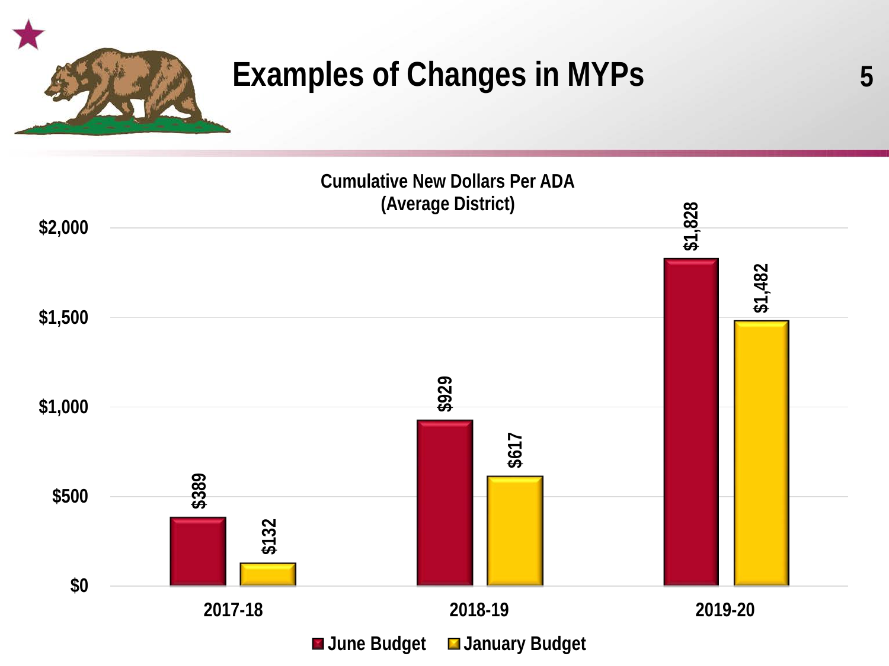# Examples of Changes in MYPs

**Cumulative New Dollars Per ADA (Average District)**

| | June Budget | January Budget |
|---|---|---|
| 2017-18 | $389 | $132 |
| 2018-19 | $929 | $617 |
| 2019-20 | $1,828 | $1,482 |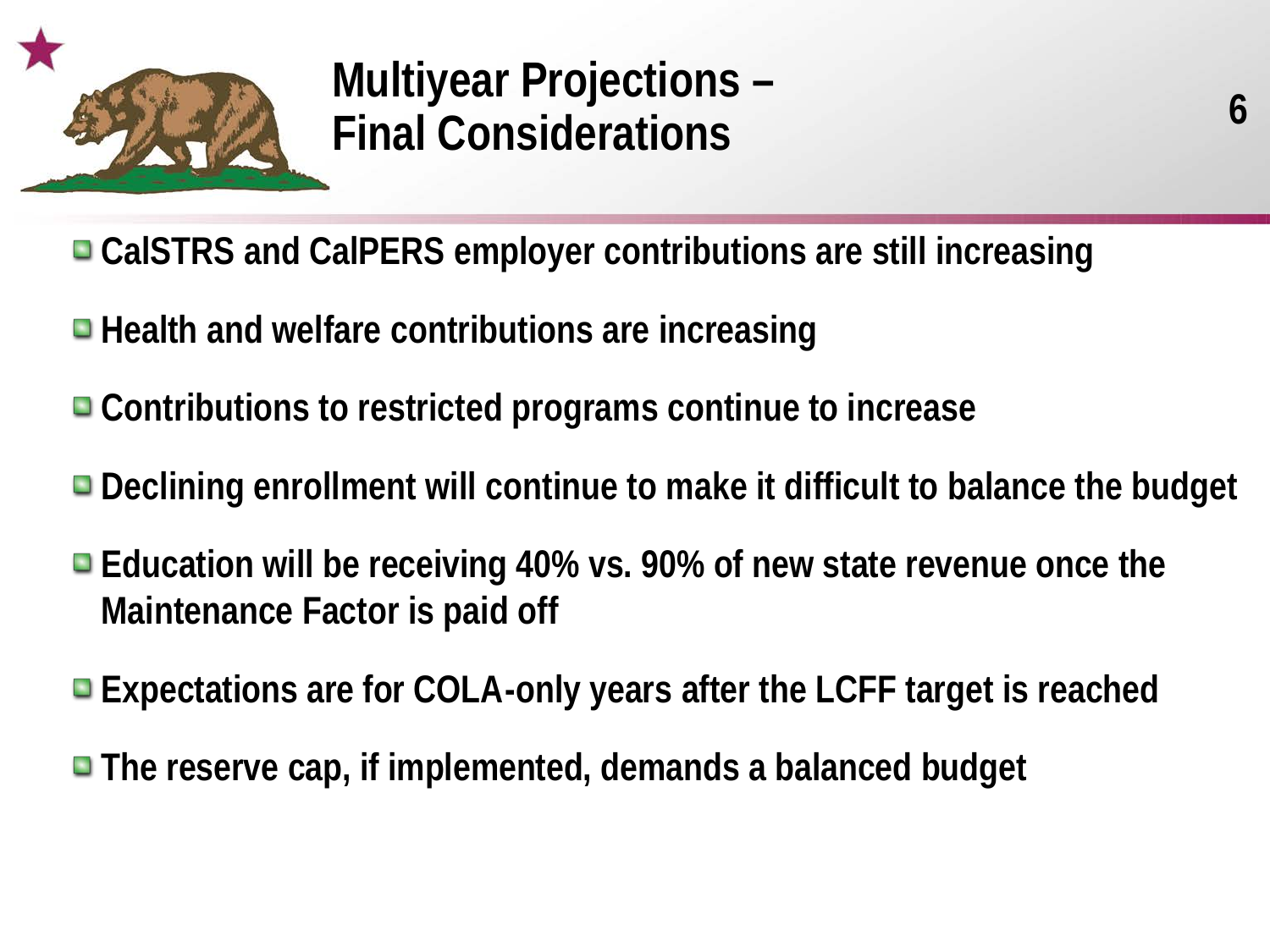# Multiyear Projections – Final Considerations

- CalSTRS and CalPERS employer contributions are still increasing
- Health and welfare contributions are increasing
- Contributions to restricted programs continue to increase
- Declining enrollment will continue to make it difficult to balance the budget
- Education will be receiving 40% vs. 90% of new state revenue once the Maintenance Factor is paid off
- Expectations are for COLA-only years after the LCFF target is reached
- The reserve cap, if implemented, demands a balanced budget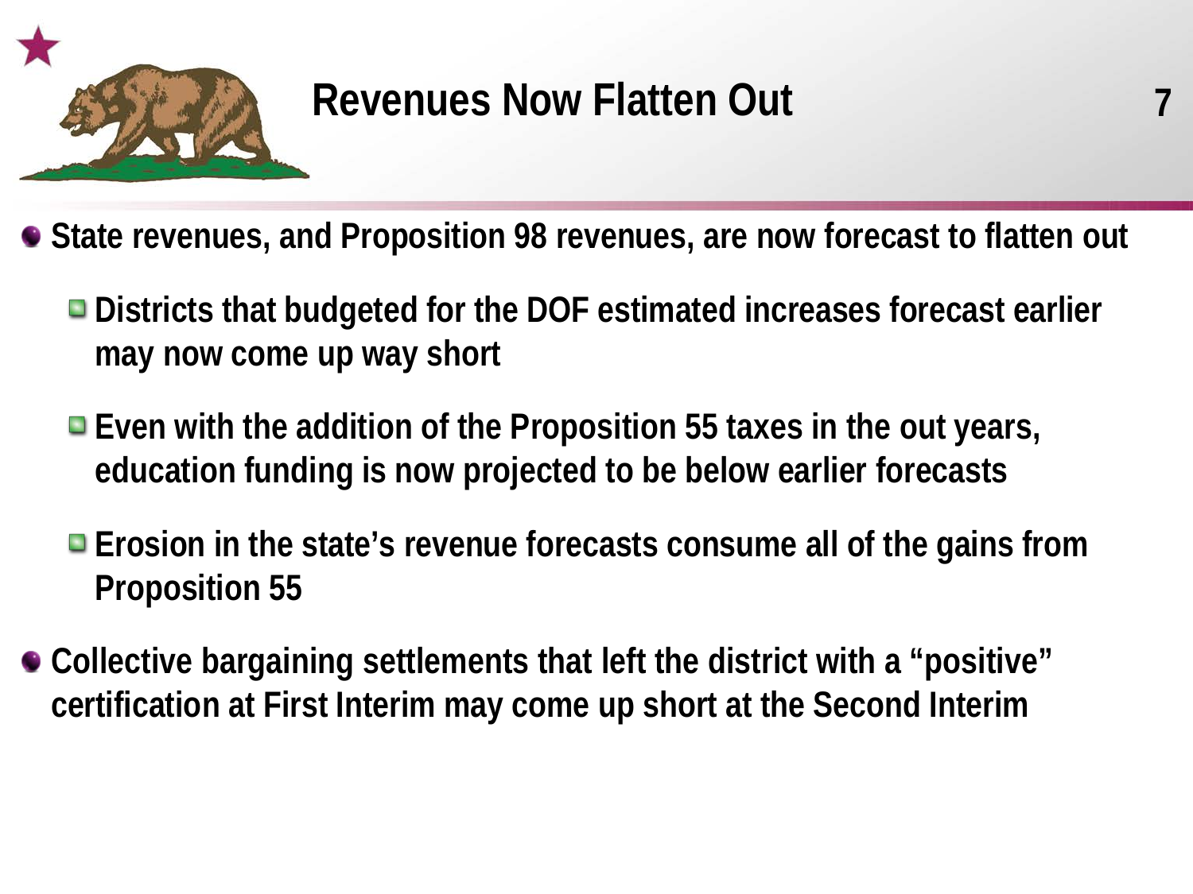# Revenues Now Flatten Out

- State revenues, and Proposition 98 revenues, are now forecast to flatten out
  - Districts that budgeted for the DOF estimated increases forecast earlier may now come up way short
  - Even with the addition of the Proposition 55 taxes in the out years, education funding is now projected to be below earlier forecasts
  - Erosion in the state's revenue forecasts consume all of the gains from Proposition 55
- Collective bargaining settlements that left the district with a "positive" certification at First Interim may come up short at the Second Interim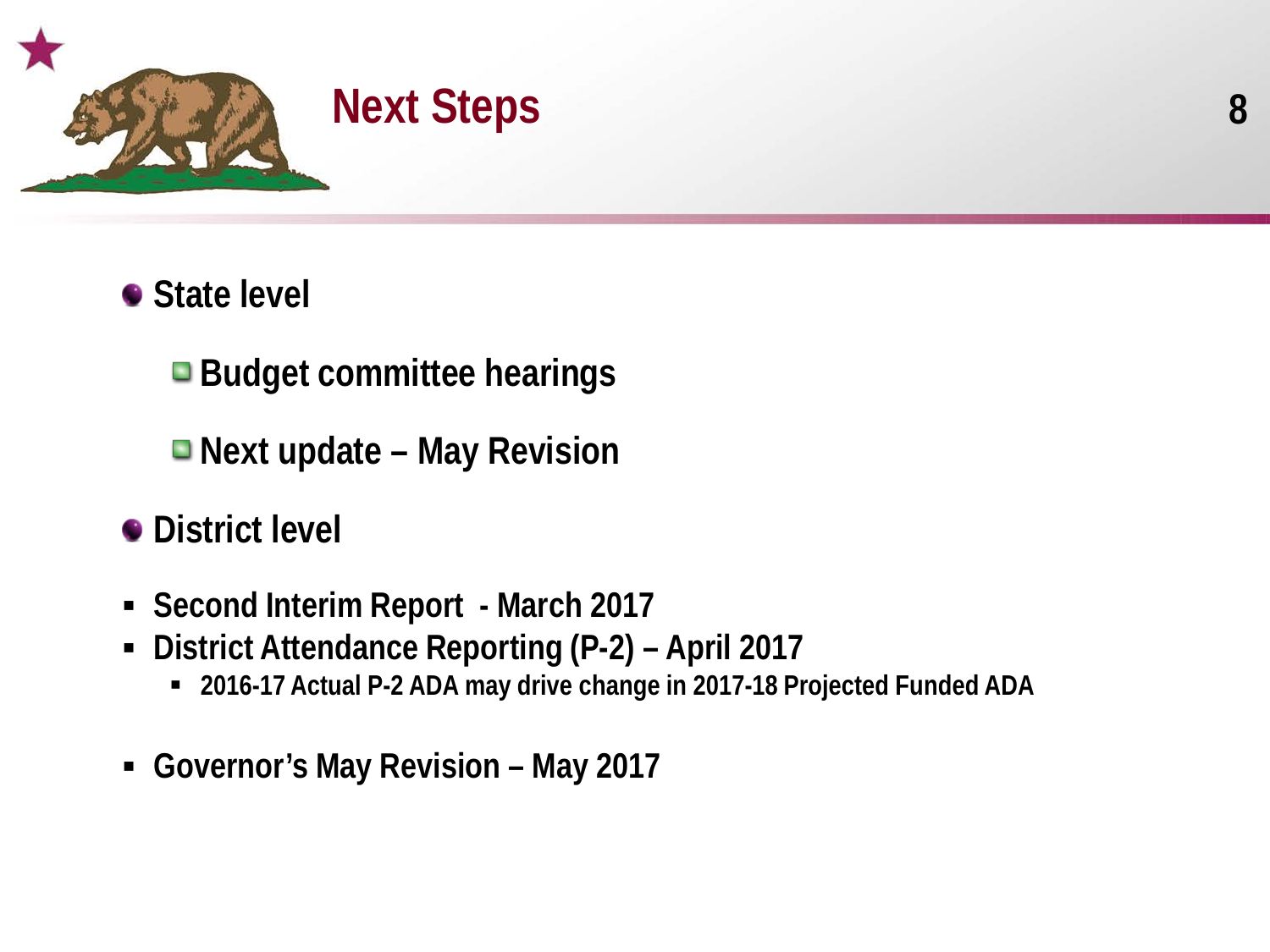# Next Steps

- State level
  - Budget committee hearings
  - Next update – May Revision
- District level

- Second Interim Report - March 2017
- District Attendance Reporting (P-2) – April 2017
  - 2016-17 Actual P-2 ADA may drive change in 2017-18 Projected Funded ADA
- Governor's May Revision – May 2017